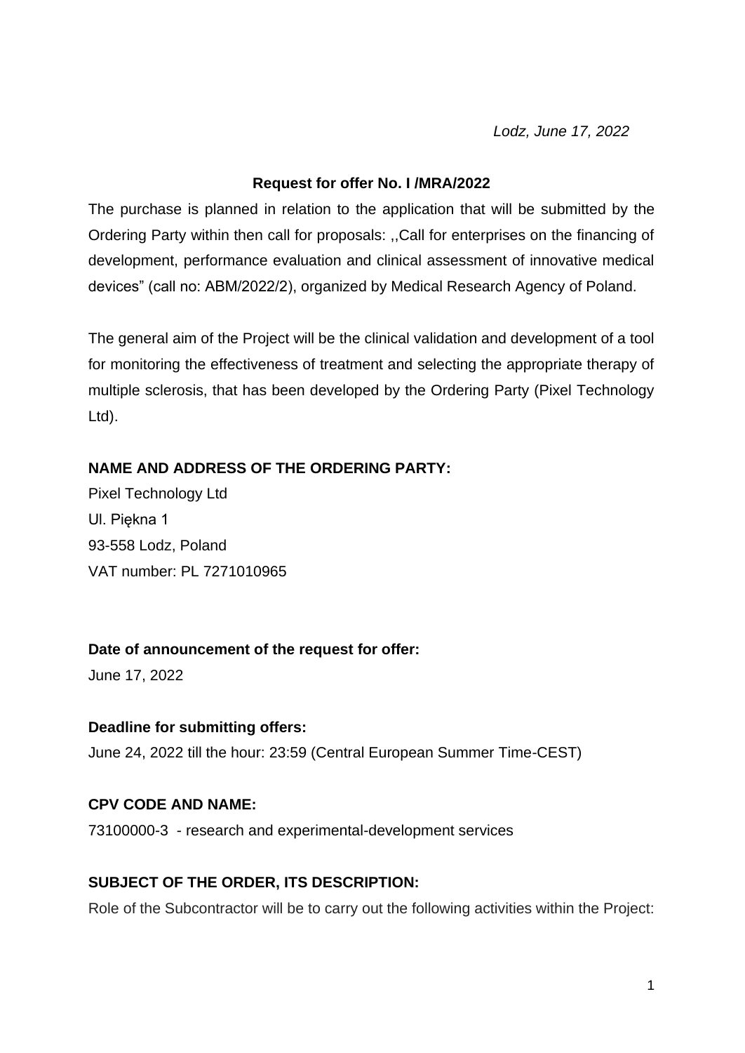*Lodz, June 17, 2022*

**Request for offer No. I /MRA/2022**

The purchase is planned in relation to the application that will be submitted by the Ordering Party within then call for proposals: ,,Call for enterprises on the financing of development, performance evaluation and clinical assessment of innovative medical devices" (call no: ABM/2022/2), organized by Medical Research Agency of Poland.

The general aim of the Project will be the clinical validation and development of a tool for monitoring the effectiveness of treatment and selecting the appropriate therapy of multiple sclerosis, that has been developed by the Ordering Party (Pixel Technology Ltd).

**NAME AND ADDRESS OF THE ORDERING PARTY:**

Pixel Technology Ltd
Ul. Piękna 1
93-558 Lodz, Poland
VAT number: PL 7271010965

**Date of announcement of the request for offer:**

June 17, 2022

**Deadline for submitting offers:**

June 24, 2022 till the hour: 23:59 (Central European Summer Time-CEST)

**CPV CODE AND NAME:**

73100000-3 - research and experimental-development services

**SUBJECT OF THE ORDER, ITS DESCRIPTION:**

Role of the Subcontractor will be to carry out the following activities within the Project: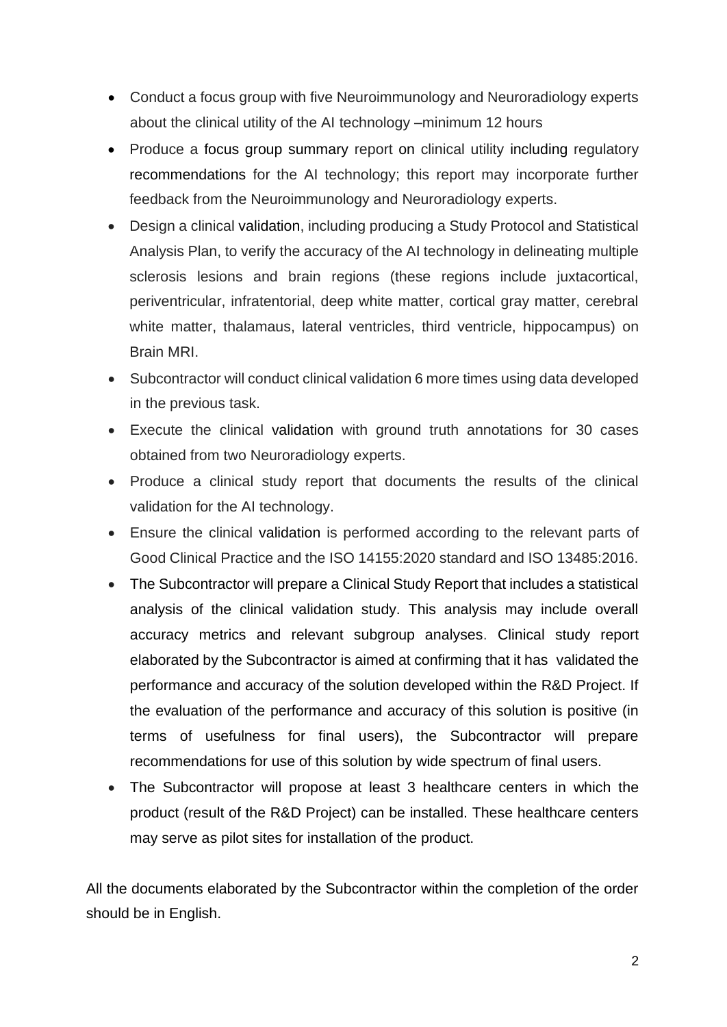- Conduct a focus group with five Neuroimmunology and Neuroradiology experts about the clinical utility of the AI technology –minimum 12 hours
- Produce a focus group summary report on clinical utility including regulatory recommendations for the AI technology; this report may incorporate further feedback from the Neuroimmunology and Neuroradiology experts.
- Design a clinical validation, including producing a Study Protocol and Statistical Analysis Plan, to verify the accuracy of the AI technology in delineating multiple sclerosis lesions and brain regions (these regions include juxtacortical, periventricular, infratentorial, deep white matter, cortical gray matter, cerebral white matter, thalamaus, lateral ventricles, third ventricle, hippocampus) on Brain MRI.
- Subcontractor will conduct clinical validation 6 more times using data developed in the previous task.
- Execute the clinical validation with ground truth annotations for 30 cases obtained from two Neuroradiology experts.
- Produce a clinical study report that documents the results of the clinical validation for the AI technology.
- Ensure the clinical validation is performed according to the relevant parts of Good Clinical Practice and the ISO 14155:2020 standard and ISO 13485:2016.
- The Subcontractor will prepare a Clinical Study Report that includes a statistical analysis of the clinical validation study. This analysis may include overall accuracy metrics and relevant subgroup analyses. Clinical study report elaborated by the Subcontractor is aimed at confirming that it has validated the performance and accuracy of the solution developed within the R&D Project. If the evaluation of the performance and accuracy of this solution is positive (in terms of usefulness for final users), the Subcontractor will prepare recommendations for use of this solution by wide spectrum of final users.
- The Subcontractor will propose at least 3 healthcare centers in which the product (result of the R&D Project) can be installed. These healthcare centers may serve as pilot sites for installation of the product.

All the documents elaborated by the Subcontractor within the completion of the order should be in English.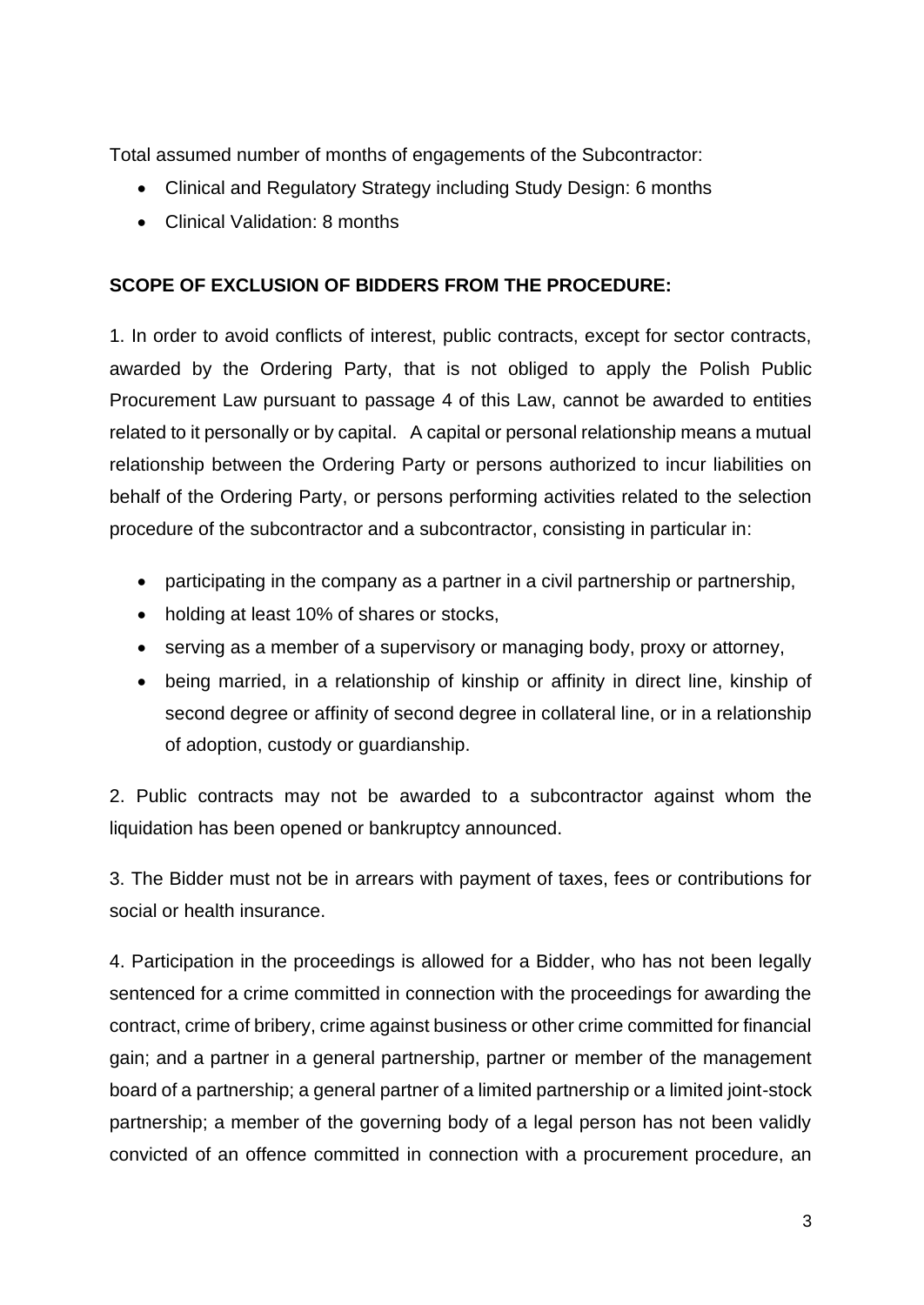Total assumed number of months of engagements of the Subcontractor:

- Clinical and Regulatory Strategy including Study Design: 6 months
- Clinical Validation: 8 months

**SCOPE OF EXCLUSION OF BIDDERS FROM THE PROCEDURE:**

1. In order to avoid conflicts of interest, public contracts, except for sector contracts, awarded by the Ordering Party, that is not obliged to apply the Polish Public Procurement Law pursuant to passage 4 of this Law, cannot be awarded to entities related to it personally or by capital. A capital or personal relationship means a mutual relationship between the Ordering Party or persons authorized to incur liabilities on behalf of the Ordering Party, or persons performing activities related to the selection procedure of the subcontractor and a subcontractor, consisting in particular in:

- participating in the company as a partner in a civil partnership or partnership,
- holding at least 10% of shares or stocks,
- serving as a member of a supervisory or managing body, proxy or attorney,
- being married, in a relationship of kinship or affinity in direct line, kinship of second degree or affinity of second degree in collateral line, or in a relationship of adoption, custody or guardianship.

2. Public contracts may not be awarded to a subcontractor against whom the liquidation has been opened or bankruptcy announced.

3. The Bidder must not be in arrears with payment of taxes, fees or contributions for social or health insurance.

4. Participation in the proceedings is allowed for a Bidder, who has not been legally sentenced for a crime committed in connection with the proceedings for awarding the contract, crime of bribery, crime against business or other crime committed for financial gain; and a partner in a general partnership, partner or member of the management board of a partnership; a general partner of a limited partnership or a limited joint-stock partnership; a member of the governing body of a legal person has not been validly convicted of an offence committed in connection with a procurement procedure, an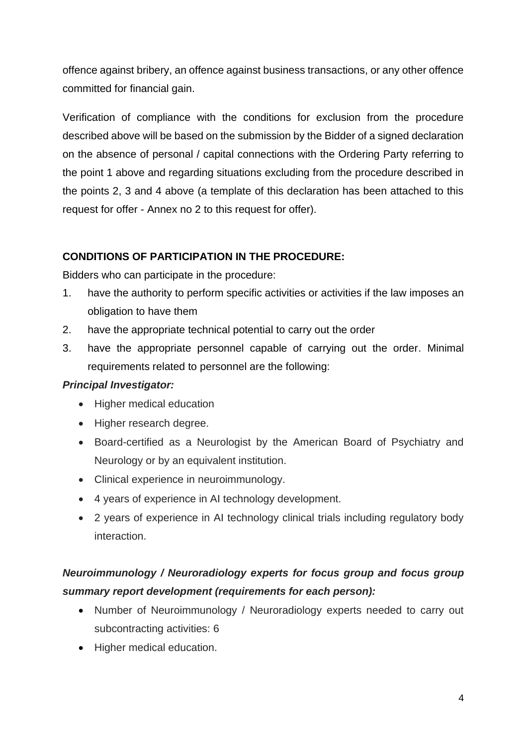offence against bribery, an offence against business transactions, or any other offence committed for financial gain.

Verification of compliance with the conditions for exclusion from the procedure described above will be based on the submission by the Bidder of a signed declaration on the absence of personal / capital connections with the Ordering Party referring to the point 1 above and regarding situations excluding from the procedure described in the points 2, 3 and 4 above (a template of this declaration has been attached to this request for offer - Annex no 2 to this request for offer).

**CONDITIONS OF PARTICIPATION IN THE PROCEDURE:**

Bidders who can participate in the procedure:

1. have the authority to perform specific activities or activities if the law imposes an obligation to have them
2. have the appropriate technical potential to carry out the order
3. have the appropriate personnel capable of carrying out the order. Minimal requirements related to personnel are the following:

***Principal Investigator:***

- Higher medical education
- Higher research degree.
- Board-certified as a Neurologist by the American Board of Psychiatry and Neurology or by an equivalent institution.
- Clinical experience in neuroimmunology.
- 4 years of experience in AI technology development.
- 2 years of experience in AI technology clinical trials including regulatory body interaction.

***Neuroimmunology / Neuroradiology experts for focus group and focus group summary report development (requirements for each person):***

- Number of Neuroimmunology / Neuroradiology experts needed to carry out subcontracting activities: 6
- Higher medical education.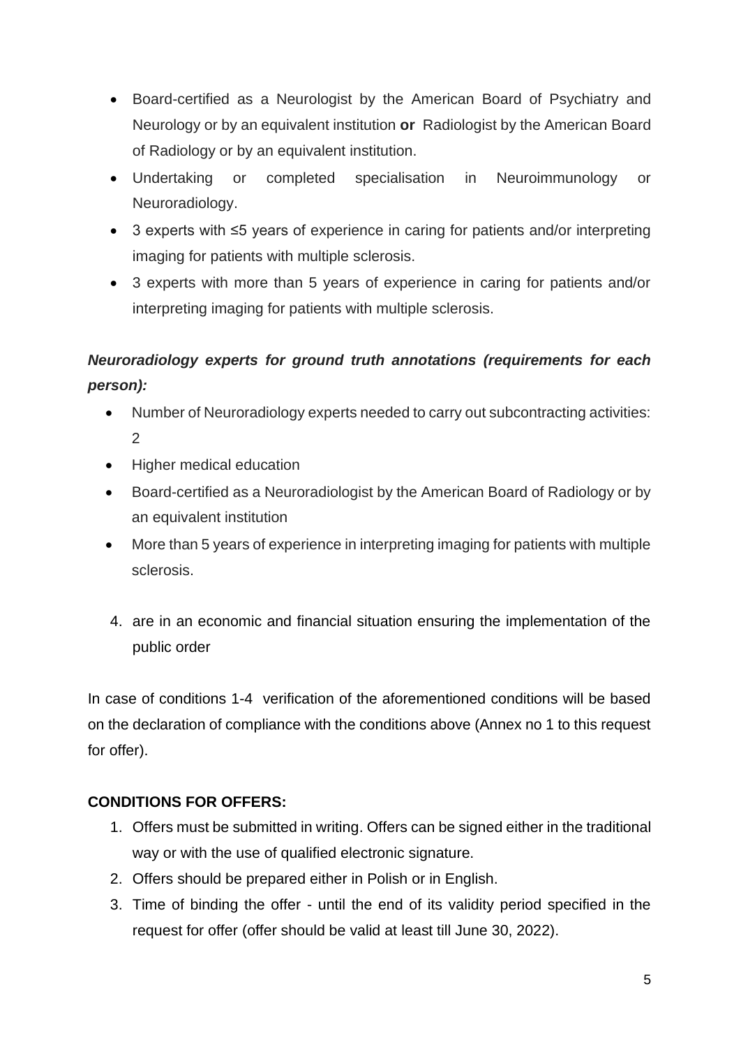- Board-certified as a Neurologist by the American Board of Psychiatry and Neurology or by an equivalent institution **or** Radiologist by the American Board of Radiology or by an equivalent institution.
- Undertaking or completed specialisation in Neuroimmunology or Neuroradiology.
- 3 experts with ≤5 years of experience in caring for patients and/or interpreting imaging for patients with multiple sclerosis.
- 3 experts with more than 5 years of experience in caring for patients and/or interpreting imaging for patients with multiple sclerosis.

***Neuroradiology experts for ground truth annotations (requirements for each person):***

- Number of Neuroradiology experts needed to carry out subcontracting activities: 2
- Higher medical education
- Board-certified as a Neuroradiologist by the American Board of Radiology or by an equivalent institution
- More than 5 years of experience in interpreting imaging for patients with multiple sclerosis.

4. are in an economic and financial situation ensuring the implementation of the public order

In case of conditions 1-4 verification of the aforementioned conditions will be based on the declaration of compliance with the conditions above (Annex no 1 to this request for offer).

**CONDITIONS FOR OFFERS:**

1. Offers must be submitted in writing. Offers can be signed either in the traditional way or with the use of qualified electronic signature.
2. Offers should be prepared either in Polish or in English.
3. Time of binding the offer - until the end of its validity period specified in the request for offer (offer should be valid at least till June 30, 2022).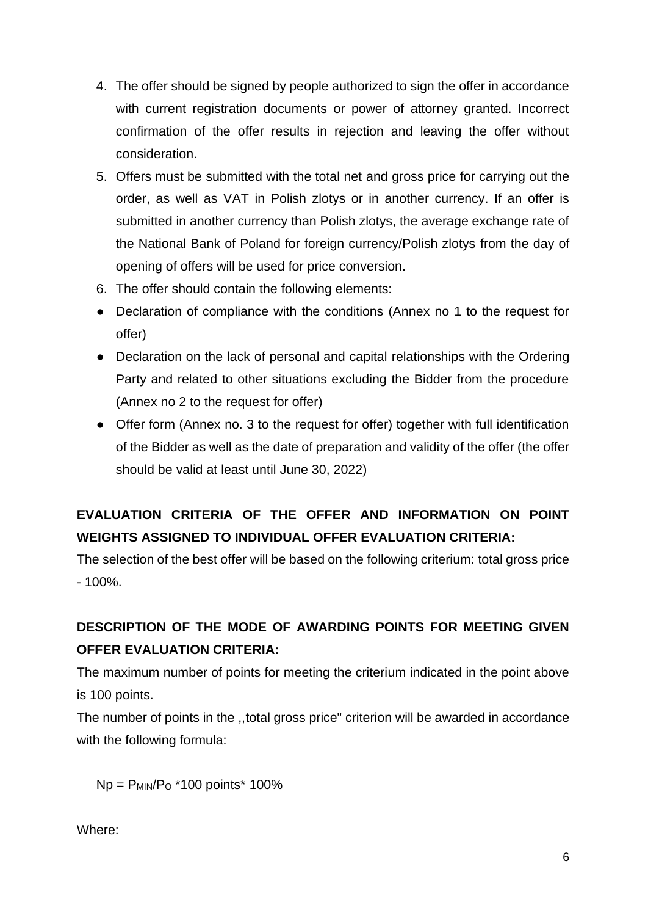4. The offer should be signed by people authorized to sign the offer in accordance with current registration documents or power of attorney granted. Incorrect confirmation of the offer results in rejection and leaving the offer without consideration.
5. Offers must be submitted with the total net and gross price for carrying out the order, as well as VAT in Polish zlotys or in another currency. If an offer is submitted in another currency than Polish zlotys, the average exchange rate of the National Bank of Poland for foreign currency/Polish zlotys from the day of opening of offers will be used for price conversion.
6. The offer should contain the following elements:

- Declaration of compliance with the conditions (Annex no 1 to the request for offer)
- Declaration on the lack of personal and capital relationships with the Ordering Party and related to other situations excluding the Bidder from the procedure (Annex no 2 to the request for offer)
- Offer form (Annex no. 3 to the request for offer) together with full identification of the Bidder as well as the date of preparation and validity of the offer (the offer should be valid at least until June 30, 2022)

**EVALUATION CRITERIA OF THE OFFER AND INFORMATION ON POINT WEIGHTS ASSIGNED TO INDIVIDUAL OFFER EVALUATION CRITERIA:**

The selection of the best offer will be based on the following criterium: total gross price - 100%.

**DESCRIPTION OF THE MODE OF AWARDING POINTS FOR MEETING GIVEN OFFER EVALUATION CRITERIA:**

The maximum number of points for meeting the criterium indicated in the point above is 100 points.

The number of points in the ,,total gross price" criterion will be awarded in accordance with the following formula:

$$Np = P_{MIN}/P_{O} * 100 \text{ points} * 100\%$$

Where: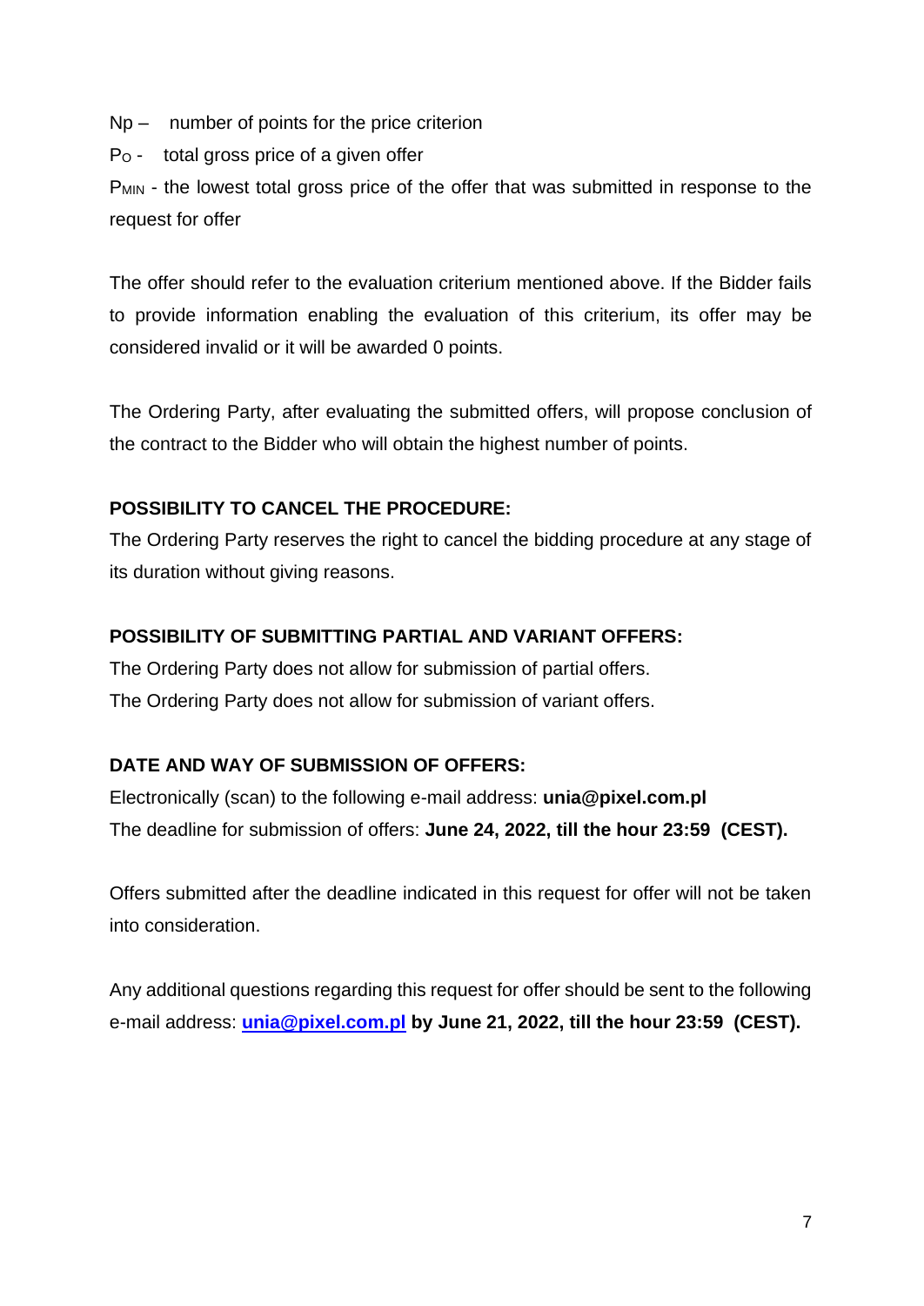Np – number of points for the price criterion

$P_O$ - total gross price of a given offer

$P_{MIN}$ - the lowest total gross price of the offer that was submitted in response to the request for offer

The offer should refer to the evaluation criterium mentioned above. If the Bidder fails to provide information enabling the evaluation of this criterium, its offer may be considered invalid or it will be awarded 0 points.

The Ordering Party, after evaluating the submitted offers, will propose conclusion of the contract to the Bidder who will obtain the highest number of points.

**POSSIBILITY TO CANCEL THE PROCEDURE:**

The Ordering Party reserves the right to cancel the bidding procedure at any stage of its duration without giving reasons.

**POSSIBILITY OF SUBMITTING PARTIAL AND VARIANT OFFERS:**

The Ordering Party does not allow for submission of partial offers.

The Ordering Party does not allow for submission of variant offers.

**DATE AND WAY OF SUBMISSION OF OFFERS:**

Electronically (scan) to the following e-mail address: **unia@pixel.com.pl**

The deadline for submission of offers: **June 24, 2022, till the hour 23:59 (CEST).**

Offers submitted after the deadline indicated in this request for offer will not be taken into consideration.

Any additional questions regarding this request for offer should be sent to the following e-mail address: **unia@pixel.com.pl by June 21, 2022, till the hour 23:59 (CEST).**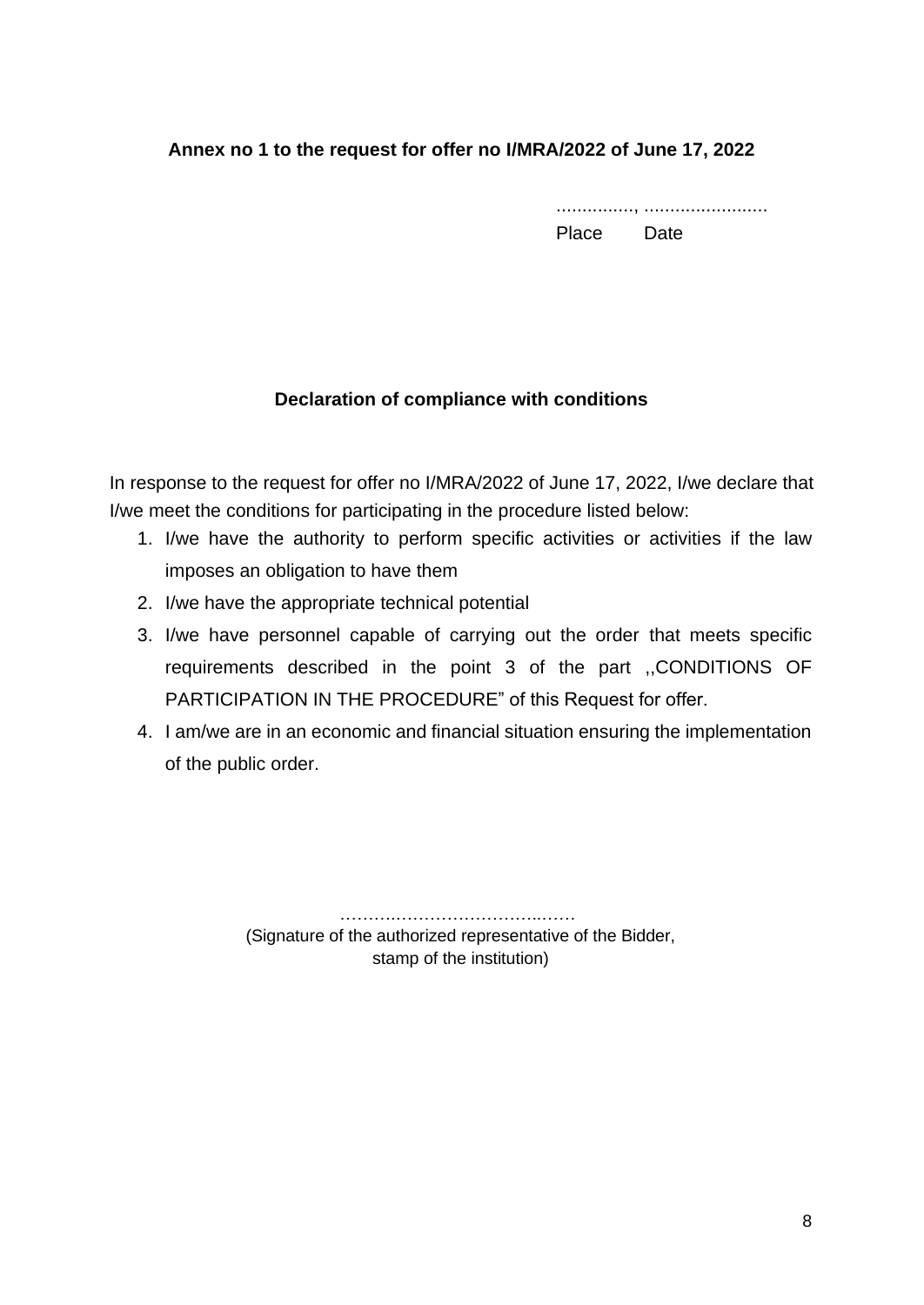**Annex no 1 to the request for offer no I/MRA/2022 of June 17, 2022**

..............., ........................
Place Date

## Declaration of compliance with conditions

In response to the request for offer no I/MRA/2022 of June 17, 2022, I/we declare that I/we meet the conditions for participating in the procedure listed below:

1. I/we have the authority to perform specific activities or activities if the law imposes an obligation to have them
2. I/we have the appropriate technical potential
3. I/we have personnel capable of carrying out the order that meets specific requirements described in the point 3 of the part ,,CONDITIONS OF PARTICIPATION IN THE PROCEDURE" of this Request for offer.
4. I am/we are in an economic and financial situation ensuring the implementation of the public order.

……….……………………..……
(Signature of the authorized representative of the Bidder, stamp of the institution)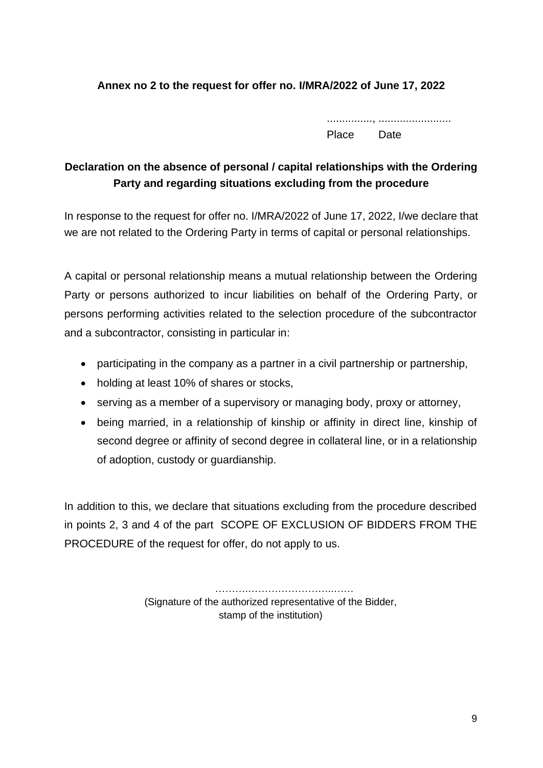**Annex no 2 to the request for offer no. I/MRA/2022 of June 17, 2022**

..............., ........................
Place Date

## Declaration on the absence of personal / capital relationships with the Ordering Party and regarding situations excluding from the procedure

In response to the request for offer no. I/MRA/2022 of June 17, 2022, I/we declare that we are not related to the Ordering Party in terms of capital or personal relationships.

A capital or personal relationship means a mutual relationship between the Ordering Party or persons authorized to incur liabilities on behalf of the Ordering Party, or persons performing activities related to the selection procedure of the subcontractor and a subcontractor, consisting in particular in:

- participating in the company as a partner in a civil partnership or partnership,
- holding at least 10% of shares or stocks,
- serving as a member of a supervisory or managing body, proxy or attorney,
- being married, in a relationship of kinship or affinity in direct line, kinship of second degree or affinity of second degree in collateral line, or in a relationship of adoption, custody or guardianship.

In addition to this, we declare that situations excluding from the procedure described in points 2, 3 and 4 of the part SCOPE OF EXCLUSION OF BIDDERS FROM THE PROCEDURE of the request for offer, do not apply to us.

…………………………………
(Signature of the authorized representative of the Bidder, stamp of the institution)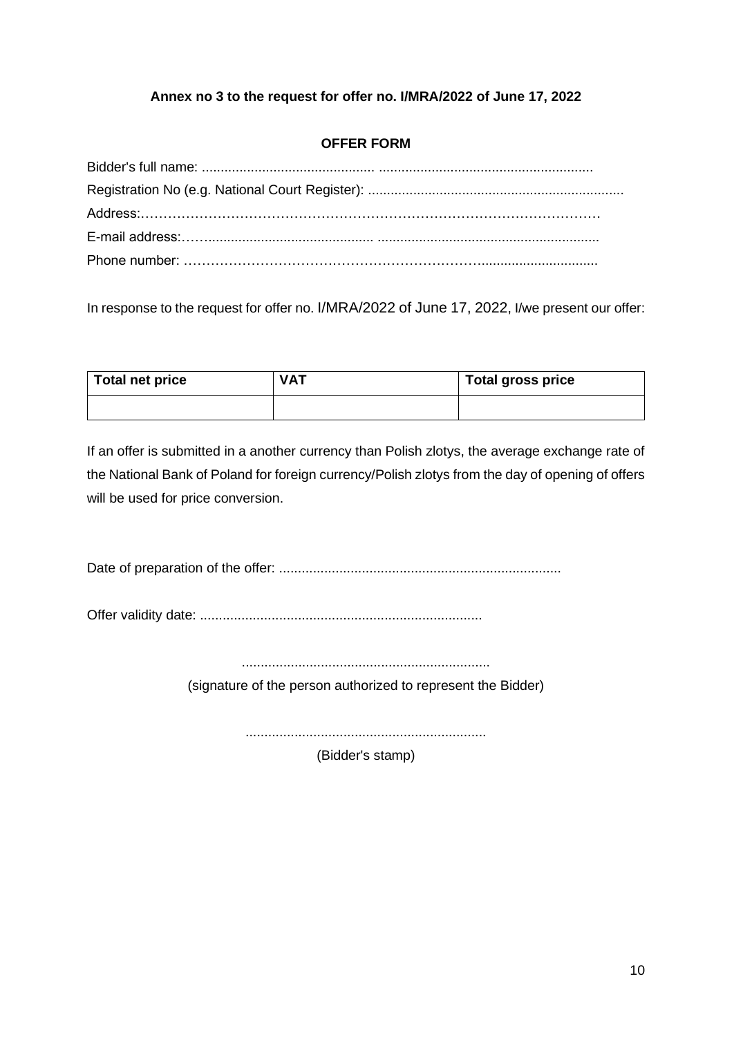**Annex no 3 to the request for offer no. I/MRA/2022 of June 17, 2022**

**OFFER FORM**

Bidder's full name: .............................................. ..........................................................

Registration No (e.g. National Court Register): ....................................................................

Address:……………………………………………………………………………………

E-mail address:……........................................... ...........................................................

Phone number: ……………………………………………………….................................

In response to the request for offer no. I/MRA/2022 of June 17, 2022, I/we present our offer:

| Total net price | VAT | Total gross price |
|---|---|---|
| | | |

If an offer is submitted in a another currency than Polish zlotys, the average exchange rate of the National Bank of Poland for foreign currency/Polish zlotys from the day of opening of offers will be used for price conversion.

Date of preparation of the offer: ...........................................................................

Offer validity date: ...........................................................................

..................................................................
(signature of the person authorized to represent the Bidder)

................................................................
(Bidder's stamp)